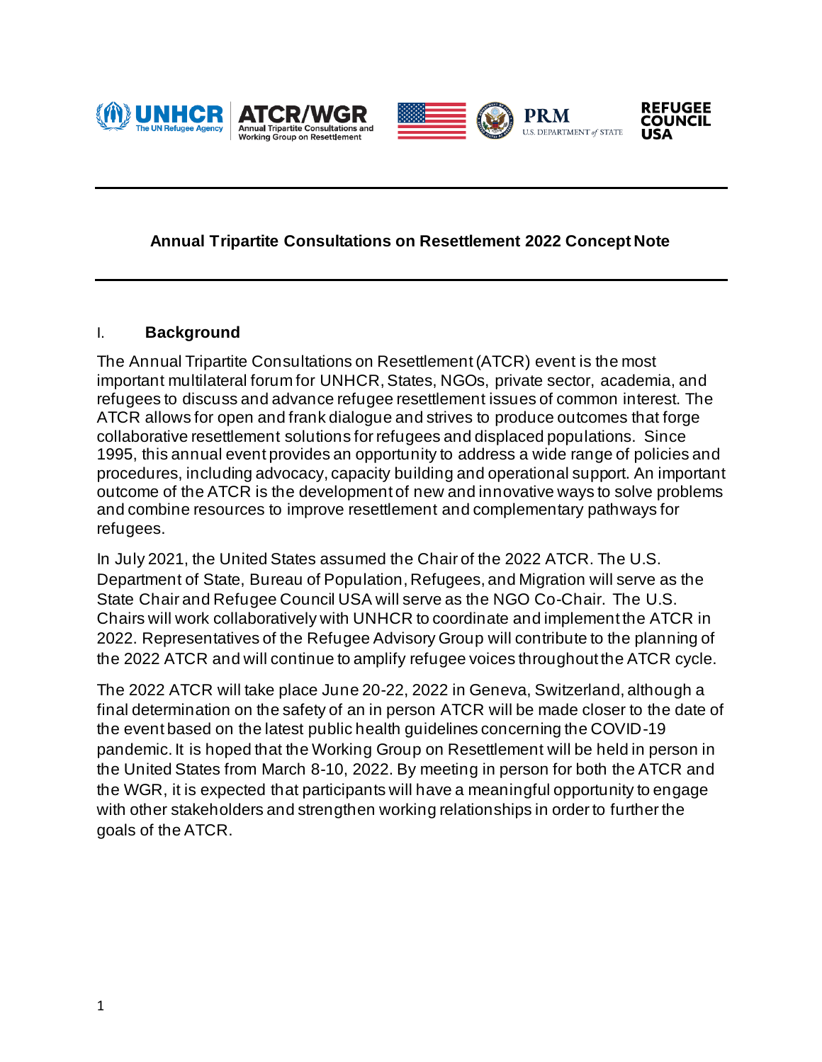# Annual Tripartite Consultations on Resettlement 2022 Concept Note

## I. Background

The Annual Tripartite Consultations on Resettlement (ATCR) event is the most important multilateral forum for UNHCR, States, NGOs, private sector, academia, and refugees to discuss and advance refugee resettlement issues of common interest. The ATCR allows for open and frank dialogue and strives to produce outcomes that forge collaborative resettlement solutions for refugees and displaced populations. Since 1995, this annual event provides an opportunity to address a wide range of policies and procedures, including advocacy, capacity building and operational support. An important outcome of the ATCR is the development of new and innovative ways to solve problems and combine resources to improve resettlement and complementary pathways for refugees.

In July 2021, the United States assumed the Chair of the 2022 ATCR. The U.S. Department of State, Bureau of Population, Refugees, and Migration will serve as the State Chair and Refugee Council USA will serve as the NGO Co-Chair. The U.S. Chairs will work collaboratively with UNHCR to coordinate and implement the ATCR in 2022. Representatives of the Refugee Advisory Group will contribute to the planning of the 2022 ATCR and will continue to amplify refugee voices throughout the ATCR cycle.

The 2022 ATCR will take place June 20-22, 2022 in Geneva, Switzerland, although a final determination on the safety of an in person ATCR will be made closer to the date of the event based on the latest public health guidelines concerning the COVID-19 pandemic. It is hoped that the Working Group on Resettlement will be held in person in the United States from March 8-10, 2022. By meeting in person for both the ATCR and the WGR, it is expected that participants will have a meaningful opportunity to engage with other stakeholders and strengthen working relationships in order to further the goals of the ATCR.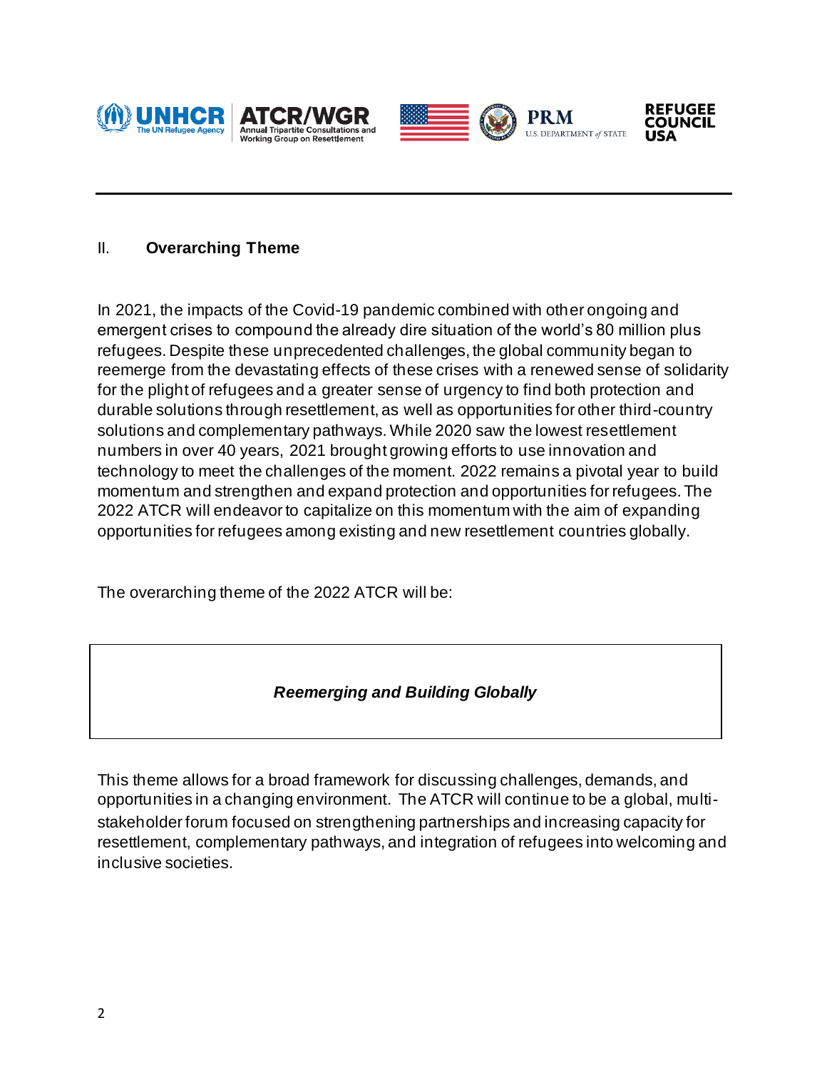## II. Overarching Theme

In 2021, the impacts of the Covid-19 pandemic combined with other ongoing and emergent crises to compound the already dire situation of the world's 80 million plus refugees. Despite these unprecedented challenges, the global community began to reemerge from the devastating effects of these crises with a renewed sense of solidarity for the plight of refugees and a greater sense of urgency to find both protection and durable solutions through resettlement, as well as opportunities for other third-country solutions and complementary pathways. While 2020 saw the lowest resettlement numbers in over 40 years, 2021 brought growing efforts to use innovation and technology to meet the challenges of the moment. 2022 remains a pivotal year to build momentum and strengthen and expand protection and opportunities for refugees. The 2022 ATCR will endeavor to capitalize on this momentum with the aim of expanding opportunities for refugees among existing and new resettlement countries globally.

The overarching theme of the 2022 ATCR will be:

***Reemerging and Building Globally***

This theme allows for a broad framework for discussing challenges, demands, and opportunities in a changing environment. The ATCR will continue to be a global, multi-stakeholder forum focused on strengthening partnerships and increasing capacity for resettlement, complementary pathways, and integration of refugees into welcoming and inclusive societies.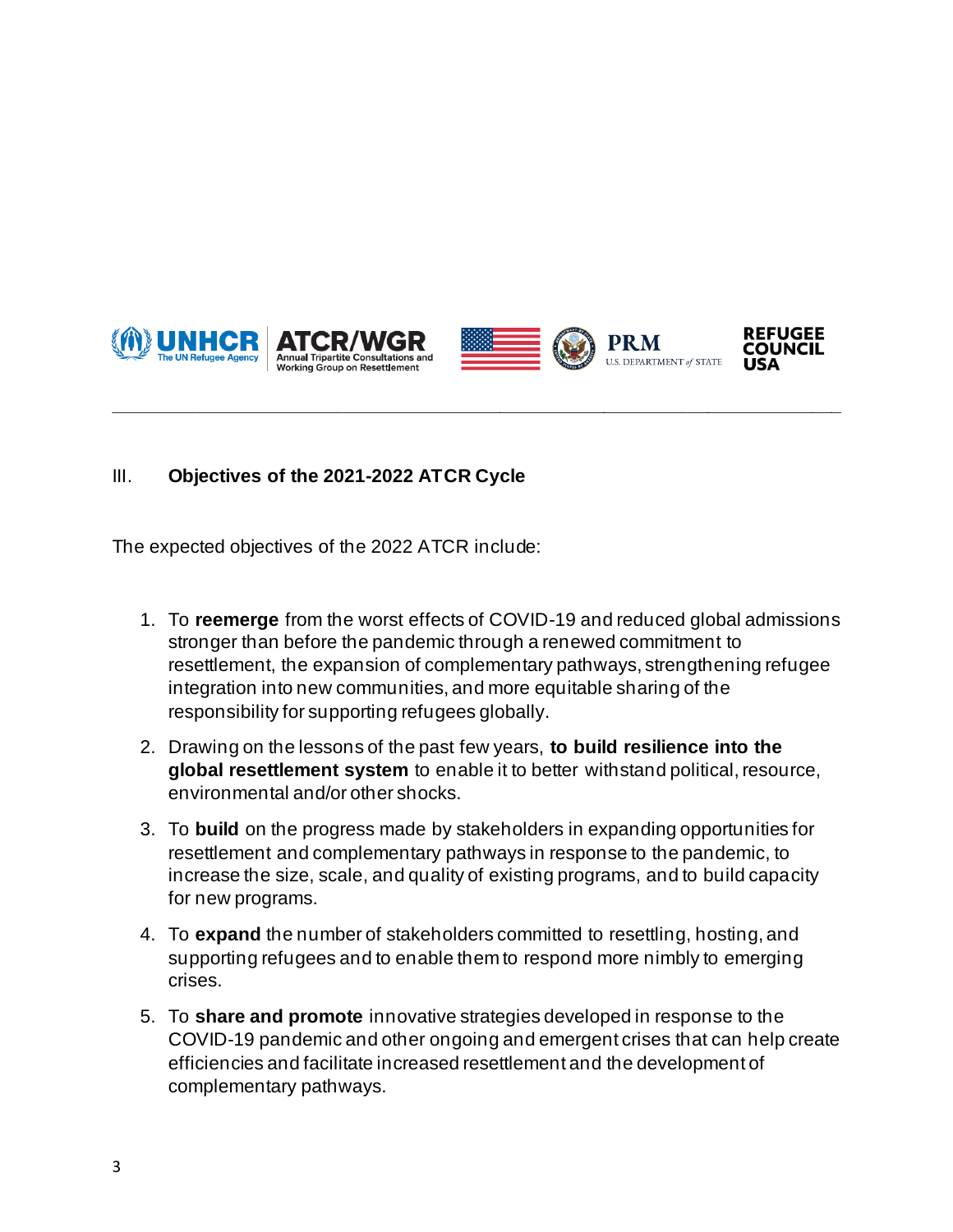## III. Objectives of the 2021-2022 ATCR Cycle

The expected objectives of the 2022 ATCR include:

1. To **reemerge** from the worst effects of COVID-19 and reduced global admissions stronger than before the pandemic through a renewed commitment to resettlement, the expansion of complementary pathways, strengthening refugee integration into new communities, and more equitable sharing of the responsibility for supporting refugees globally.
2. Drawing on the lessons of the past few years, **to build resilience into the global resettlement system** to enable it to better withstand political, resource, environmental and/or other shocks.
3. To **build** on the progress made by stakeholders in expanding opportunities for resettlement and complementary pathways in response to the pandemic, to increase the size, scale, and quality of existing programs, and to build capacity for new programs.
4. To **expand** the number of stakeholders committed to resettling, hosting, and supporting refugees and to enable them to respond more nimbly to emerging crises.
5. To **share and promote** innovative strategies developed in response to the COVID-19 pandemic and other ongoing and emergent crises that can help create efficiencies and facilitate increased resettlement and the development of complementary pathways.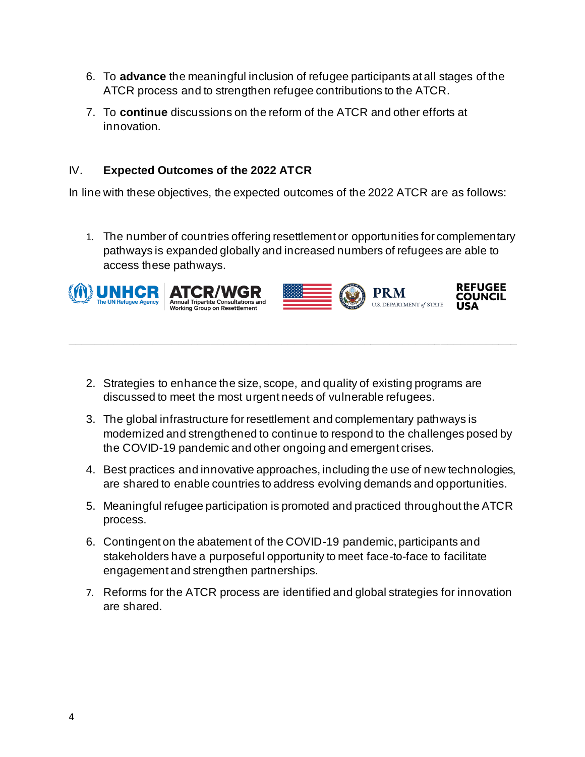6. To **advance** the meaningful inclusion of refugee participants at all stages of the ATCR process and to strengthen refugee contributions to the ATCR.
7. To **continue** discussions on the reform of the ATCR and other efforts at innovation.

## IV. Expected Outcomes of the 2022 ATCR

In line with these objectives, the expected outcomes of the 2022 ATCR are as follows:

1. The number of countries offering resettlement or opportunities for complementary pathways is expanded globally and increased numbers of refugees are able to access these pathways.
2. Strategies to enhance the size, scope, and quality of existing programs are discussed to meet the most urgent needs of vulnerable refugees.
3. The global infrastructure for resettlement and complementary pathways is modernized and strengthened to continue to respond to the challenges posed by the COVID-19 pandemic and other ongoing and emergent crises.
4. Best practices and innovative approaches, including the use of new technologies, are shared to enable countries to address evolving demands and opportunities.
5. Meaningful refugee participation is promoted and practiced throughout the ATCR process.
6. Contingent on the abatement of the COVID-19 pandemic, participants and stakeholders have a purposeful opportunity to meet face-to-face to facilitate engagement and strengthen partnerships.
7. Reforms for the ATCR process are identified and global strategies for innovation are shared.